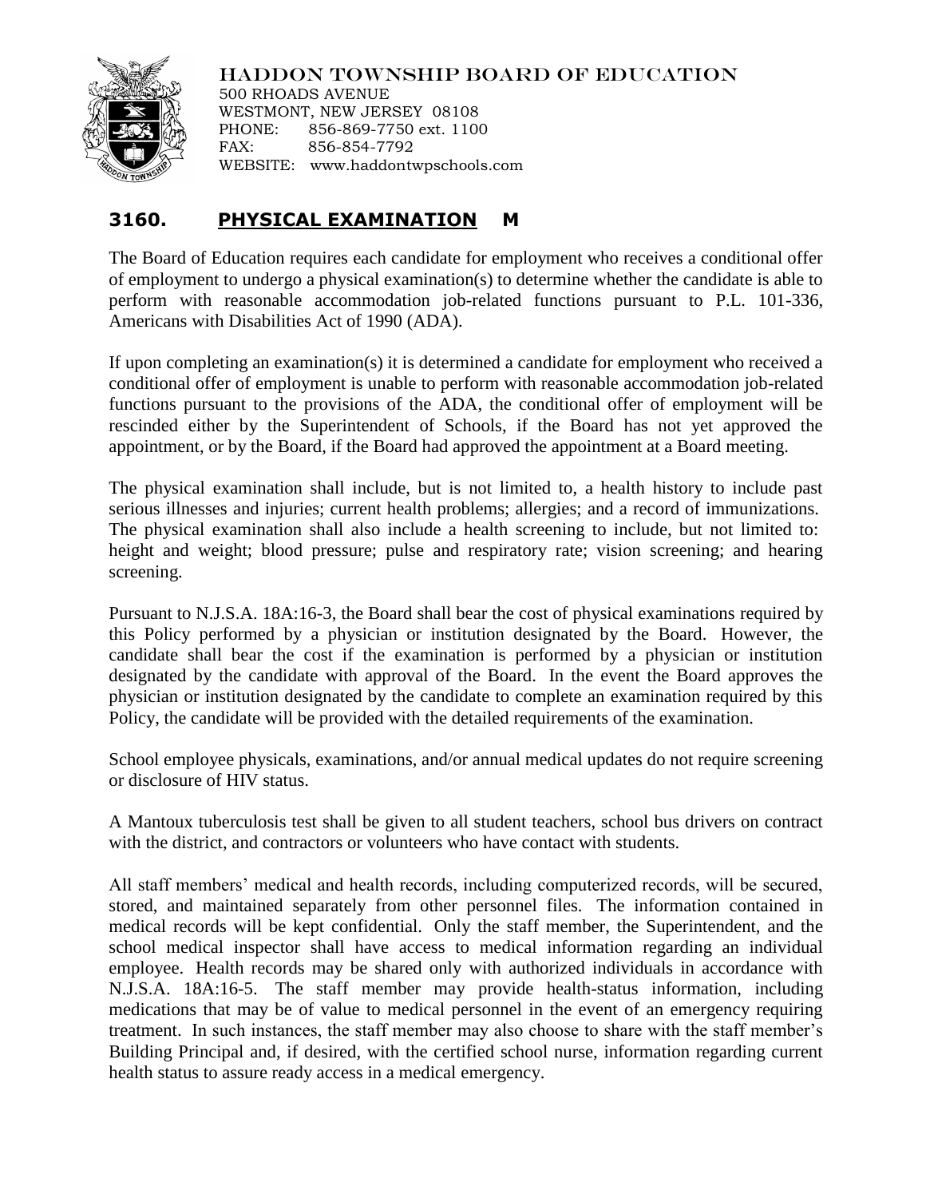HADDON TOWNSHIP BOARD OF EDUCATION
500 RHOADS AVENUE
WESTMONT, NEW JERSEY 08108
PHONE: 856-869-7750 ext. 1100
FAX: 856-854-7792
WEBSITE: www.haddontwpschools.com

# 3160. PHYSICAL EXAMINATION M

The Board of Education requires each candidate for employment who receives a conditional offer of employment to undergo a physical examination(s) to determine whether the candidate is able to perform with reasonable accommodation job-related functions pursuant to P.L. 101-336, Americans with Disabilities Act of 1990 (ADA).

If upon completing an examination(s) it is determined a candidate for employment who received a conditional offer of employment is unable to perform with reasonable accommodation job-related functions pursuant to the provisions of the ADA, the conditional offer of employment will be rescinded either by the Superintendent of Schools, if the Board has not yet approved the appointment, or by the Board, if the Board had approved the appointment at a Board meeting.

The physical examination shall include, but is not limited to, a health history to include past serious illnesses and injuries; current health problems; allergies; and a record of immunizations. The physical examination shall also include a health screening to include, but not limited to: height and weight; blood pressure; pulse and respiratory rate; vision screening; and hearing screening.

Pursuant to N.J.S.A. 18A:16-3, the Board shall bear the cost of physical examinations required by this Policy performed by a physician or institution designated by the Board. However, the candidate shall bear the cost if the examination is performed by a physician or institution designated by the candidate with approval of the Board. In the event the Board approves the physician or institution designated by the candidate to complete an examination required by this Policy, the candidate will be provided with the detailed requirements of the examination.

School employee physicals, examinations, and/or annual medical updates do not require screening or disclosure of HIV status.

A Mantoux tuberculosis test shall be given to all student teachers, school bus drivers on contract with the district, and contractors or volunteers who have contact with students.

All staff members' medical and health records, including computerized records, will be secured, stored, and maintained separately from other personnel files. The information contained in medical records will be kept confidential. Only the staff member, the Superintendent, and the school medical inspector shall have access to medical information regarding an individual employee. Health records may be shared only with authorized individuals in accordance with N.J.S.A. 18A:16-5. The staff member may provide health-status information, including medications that may be of value to medical personnel in the event of an emergency requiring treatment. In such instances, the staff member may also choose to share with the staff member's Building Principal and, if desired, with the certified school nurse, information regarding current health status to assure ready access in a medical emergency.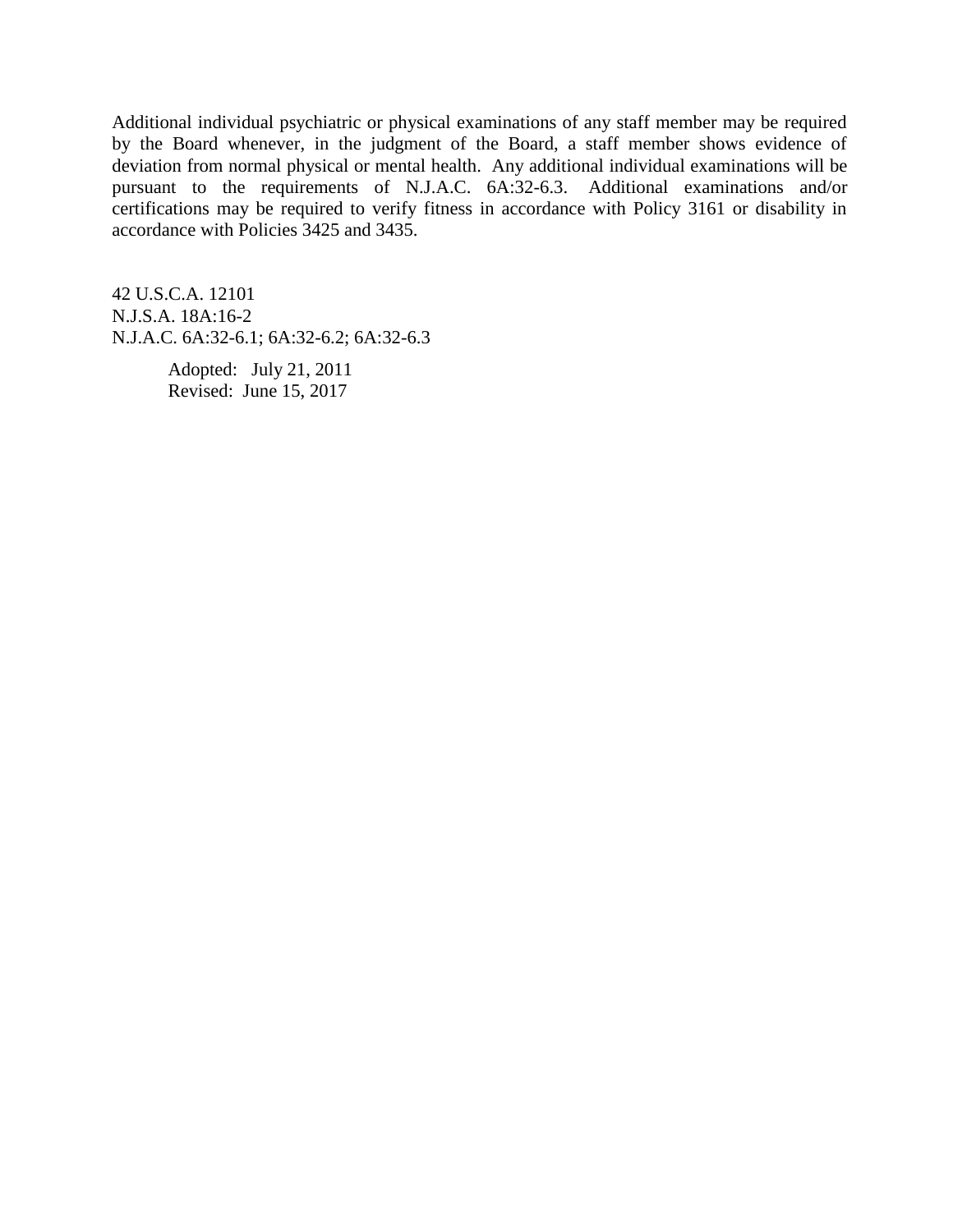Additional individual psychiatric or physical examinations of any staff member may be required by the Board whenever, in the judgment of the Board, a staff member shows evidence of deviation from normal physical or mental health. Any additional individual examinations will be pursuant to the requirements of N.J.A.C. 6A:32-6.3. Additional examinations and/or certifications may be required to verify fitness in accordance with Policy 3161 or disability in accordance with Policies 3425 and 3435.

42 U.S.C.A. 12101
N.J.S.A. 18A:16-2
N.J.A.C. 6A:32-6.1; 6A:32-6.2; 6A:32-6.3

Adopted: July 21, 2011
Revised: June 15, 2017